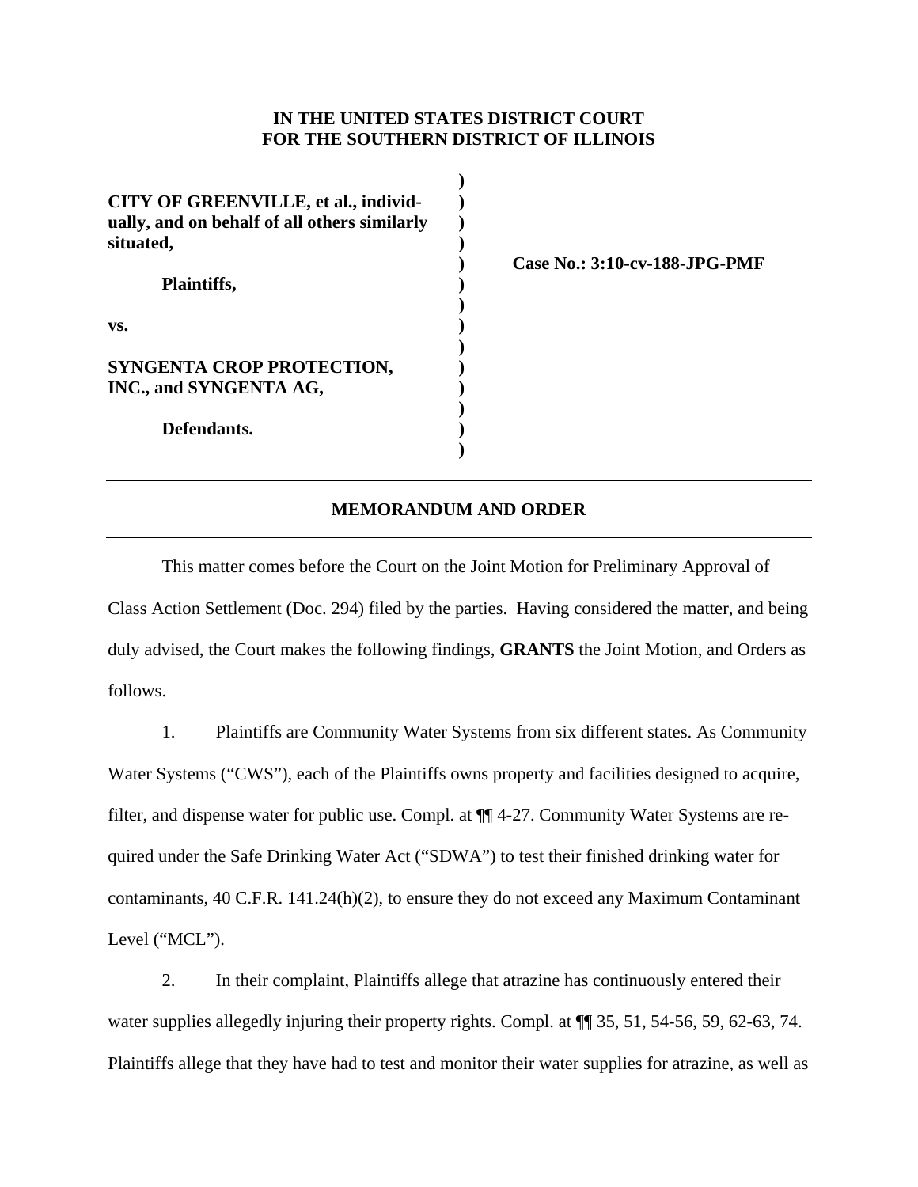**IN THE UNITED STATES DISTRICT COURT**
**FOR THE SOUTHERN DISTRICT OF ILLINOIS**

**CITY OF GREENVILLE, et al., individually, and on behalf of all others similarly situated,**

**Plaintiffs,**

**vs.**

**SYNGENTA CROP PROTECTION, INC., and SYNGENTA AG,**

**Defendants.**

**Case No.: 3:10-cv-188-JPG-PMF**

---

## MEMORANDUM AND ORDER

---

This matter comes before the Court on the Joint Motion for Preliminary Approval of Class Action Settlement (Doc. 294) filed by the parties. Having considered the matter, and being duly advised, the Court makes the following findings, **GRANTS** the Joint Motion, and Orders as follows.

1. Plaintiffs are Community Water Systems from six different states. As Community Water Systems ("CWS"), each of the Plaintiffs owns property and facilities designed to acquire, filter, and dispense water for public use. Compl. at ¶¶ 4-27. Community Water Systems are required under the Safe Drinking Water Act ("SDWA") to test their finished drinking water for contaminants, 40 C.F.R. 141.24(h)(2), to ensure they do not exceed any Maximum Contaminant Level ("MCL").

2. In their complaint, Plaintiffs allege that atrazine has continuously entered their water supplies allegedly injuring their property rights. Compl. at ¶¶ 35, 51, 54-56, 59, 62-63, 74. Plaintiffs allege that they have had to test and monitor their water supplies for atrazine, as well as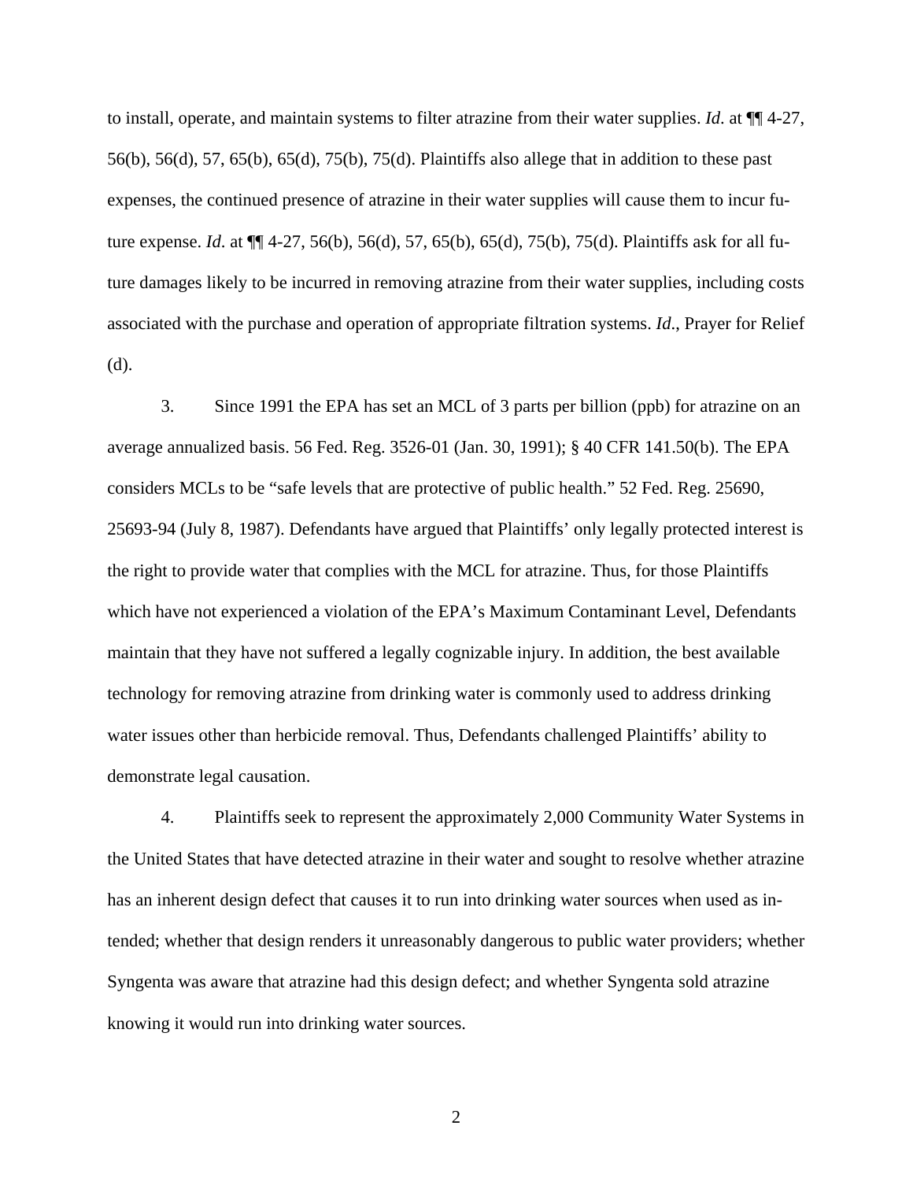to install, operate, and maintain systems to filter atrazine from their water supplies. *Id*. at ¶¶ 4-27, 56(b), 56(d), 57, 65(b), 65(d), 75(b), 75(d). Plaintiffs also allege that in addition to these past expenses, the continued presence of atrazine in their water supplies will cause them to incur future expense. *Id*. at ¶¶ 4-27, 56(b), 56(d), 57, 65(b), 65(d), 75(b), 75(d). Plaintiffs ask for all future damages likely to be incurred in removing atrazine from their water supplies, including costs associated with the purchase and operation of appropriate filtration systems. *Id*., Prayer for Relief (d).

3. Since 1991 the EPA has set an MCL of 3 parts per billion (ppb) for atrazine on an average annualized basis. 56 Fed. Reg. 3526-01 (Jan. 30, 1991); § 40 CFR 141.50(b). The EPA considers MCLs to be "safe levels that are protective of public health." 52 Fed. Reg. 25690, 25693-94 (July 8, 1987). Defendants have argued that Plaintiffs' only legally protected interest is the right to provide water that complies with the MCL for atrazine. Thus, for those Plaintiffs which have not experienced a violation of the EPA's Maximum Contaminant Level, Defendants maintain that they have not suffered a legally cognizable injury. In addition, the best available technology for removing atrazine from drinking water is commonly used to address drinking water issues other than herbicide removal. Thus, Defendants challenged Plaintiffs' ability to demonstrate legal causation.

4. Plaintiffs seek to represent the approximately 2,000 Community Water Systems in the United States that have detected atrazine in their water and sought to resolve whether atrazine has an inherent design defect that causes it to run into drinking water sources when used as intended; whether that design renders it unreasonably dangerous to public water providers; whether Syngenta was aware that atrazine had this design defect; and whether Syngenta sold atrazine knowing it would run into drinking water sources.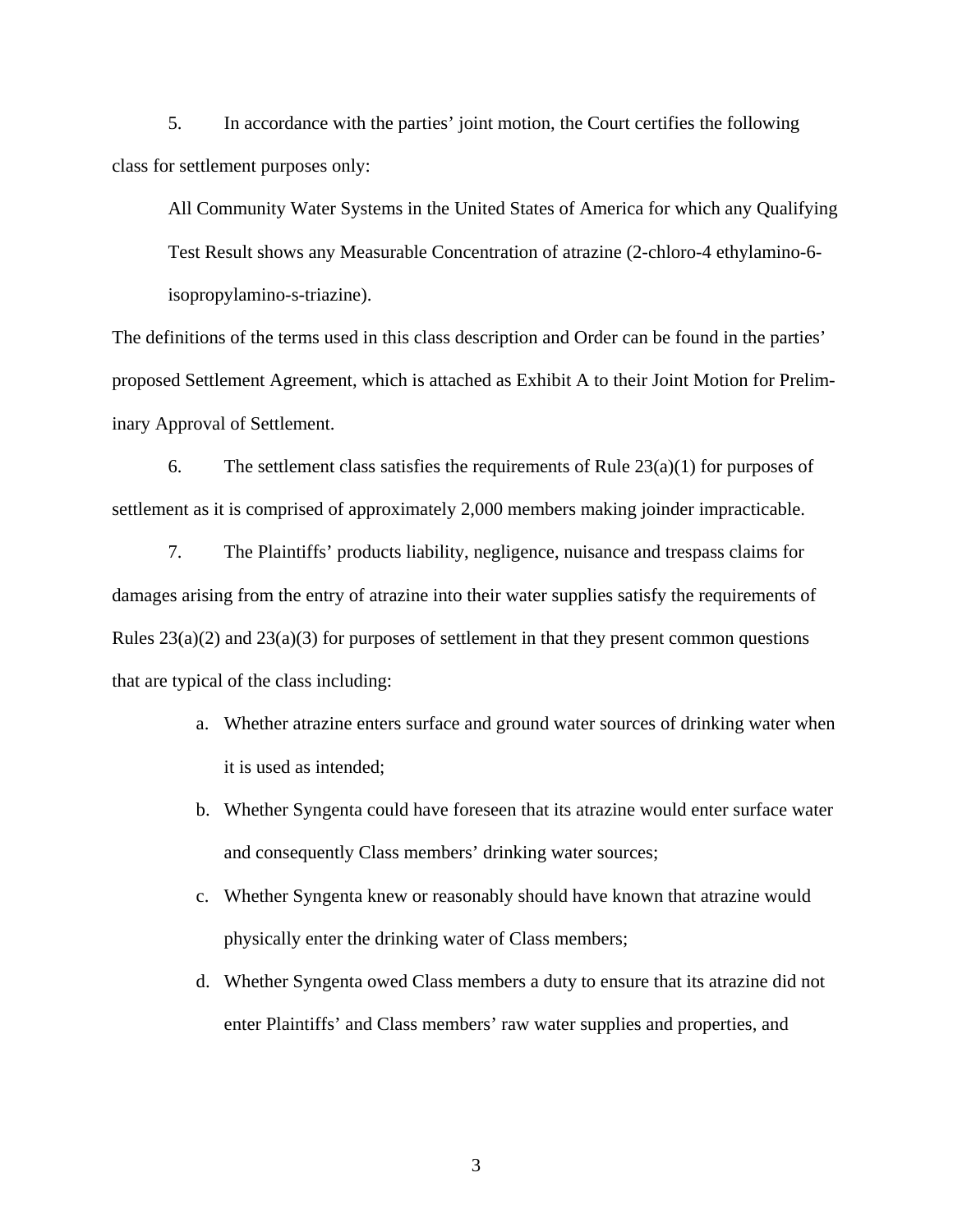5. In accordance with the parties' joint motion, the Court certifies the following class for settlement purposes only:

> All Community Water Systems in the United States of America for which any Qualifying Test Result shows any Measurable Concentration of atrazine (2-chloro-4 ethylamino-6-isopropylamino-s-triazine).

The definitions of the terms used in this class description and Order can be found in the parties' proposed Settlement Agreement, which is attached as Exhibit A to their Joint Motion for Preliminary Approval of Settlement.

6. The settlement class satisfies the requirements of Rule 23(a)(1) for purposes of settlement as it is comprised of approximately 2,000 members making joinder impracticable.

7. The Plaintiffs' products liability, negligence, nuisance and trespass claims for damages arising from the entry of atrazine into their water supplies satisfy the requirements of Rules 23(a)(2) and 23(a)(3) for purposes of settlement in that they present common questions that are typical of the class including:

a. Whether atrazine enters surface and ground water sources of drinking water when it is used as intended;

b. Whether Syngenta could have foreseen that its atrazine would enter surface water and consequently Class members' drinking water sources;

c. Whether Syngenta knew or reasonably should have known that atrazine would physically enter the drinking water of Class members;

d. Whether Syngenta owed Class members a duty to ensure that its atrazine did not enter Plaintiffs' and Class members' raw water supplies and properties, and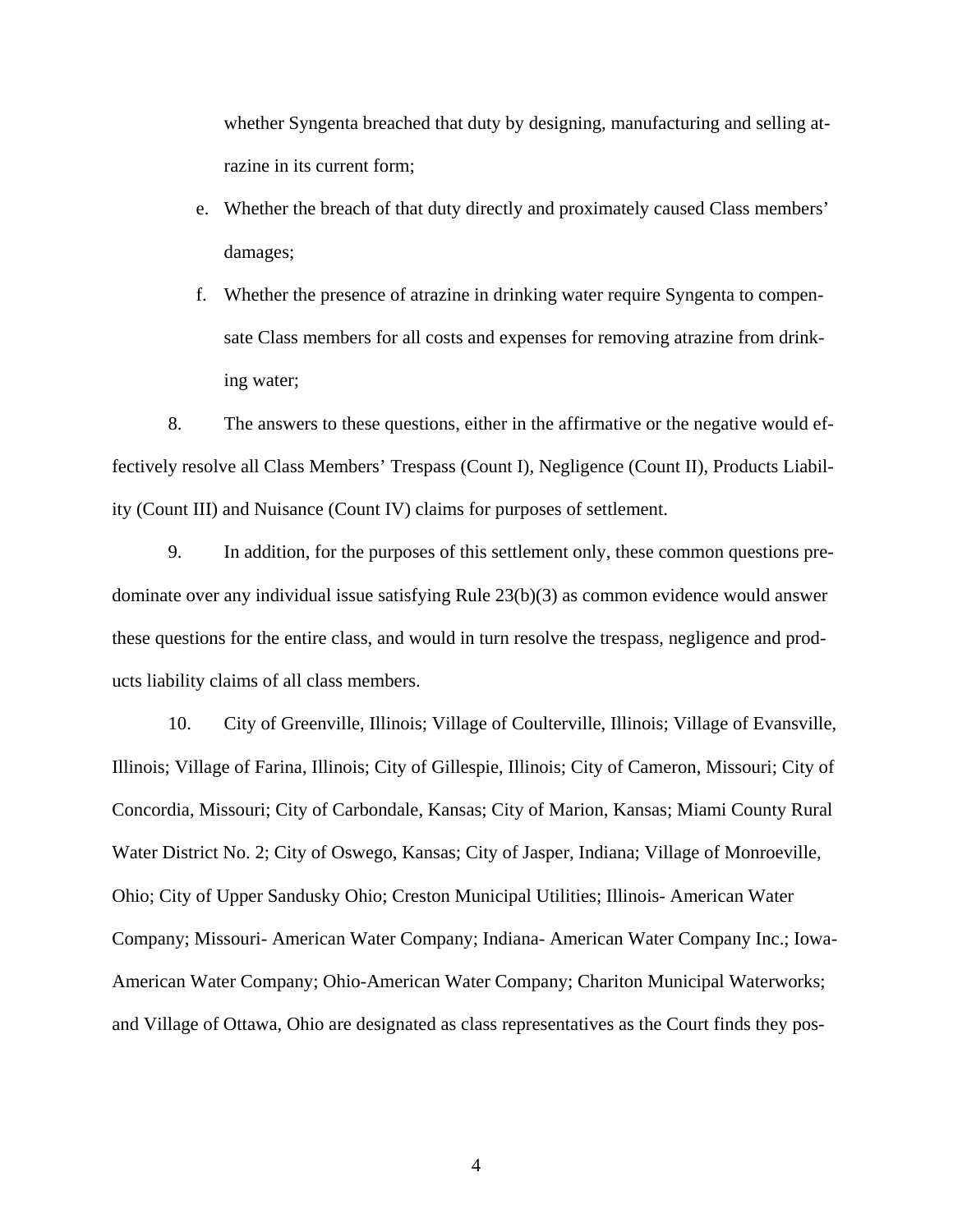whether Syngenta breached that duty by designing, manufacturing and selling atrazine in its current form;

e. Whether the breach of that duty directly and proximately caused Class members' damages;

f. Whether the presence of atrazine in drinking water require Syngenta to compensate Class members for all costs and expenses for removing atrazine from drinking water;

8. The answers to these questions, either in the affirmative or the negative would effectively resolve all Class Members' Trespass (Count I), Negligence (Count II), Products Liability (Count III) and Nuisance (Count IV) claims for purposes of settlement.

9. In addition, for the purposes of this settlement only, these common questions predominate over any individual issue satisfying Rule 23(b)(3) as common evidence would answer these questions for the entire class, and would in turn resolve the trespass, negligence and products liability claims of all class members.

10. City of Greenville, Illinois; Village of Coulterville, Illinois; Village of Evansville, Illinois; Village of Farina, Illinois; City of Gillespie, Illinois; City of Cameron, Missouri; City of Concordia, Missouri; City of Carbondale, Kansas; City of Marion, Kansas; Miami County Rural Water District No. 2; City of Oswego, Kansas; City of Jasper, Indiana; Village of Monroeville, Ohio; City of Upper Sandusky Ohio; Creston Municipal Utilities; Illinois- American Water Company; Missouri- American Water Company; Indiana- American Water Company Inc.; Iowa-American Water Company; Ohio-American Water Company; Chariton Municipal Waterworks; and Village of Ottawa, Ohio are designated as class representatives as the Court finds they pos-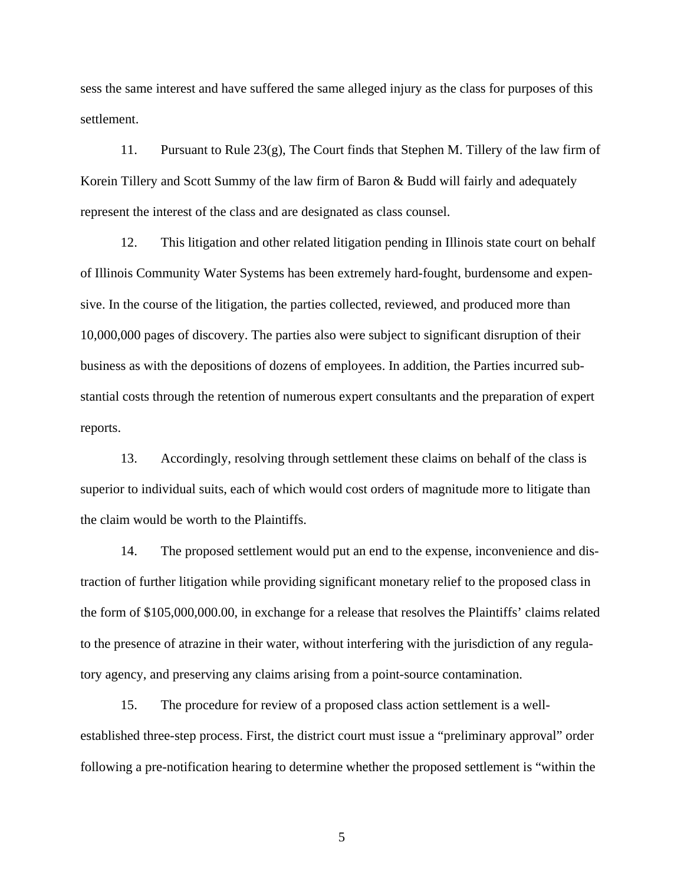sess the same interest and have suffered the same alleged injury as the class for purposes of this settlement.

11. Pursuant to Rule 23(g), The Court finds that Stephen M. Tillery of the law firm of Korein Tillery and Scott Summy of the law firm of Baron & Budd will fairly and adequately represent the interest of the class and are designated as class counsel.

12. This litigation and other related litigation pending in Illinois state court on behalf of Illinois Community Water Systems has been extremely hard-fought, burdensome and expensive. In the course of the litigation, the parties collected, reviewed, and produced more than 10,000,000 pages of discovery. The parties also were subject to significant disruption of their business as with the depositions of dozens of employees. In addition, the Parties incurred substantial costs through the retention of numerous expert consultants and the preparation of expert reports.

13. Accordingly, resolving through settlement these claims on behalf of the class is superior to individual suits, each of which would cost orders of magnitude more to litigate than the claim would be worth to the Plaintiffs.

14. The proposed settlement would put an end to the expense, inconvenience and distraction of further litigation while providing significant monetary relief to the proposed class in the form of $105,000,000.00, in exchange for a release that resolves the Plaintiffs' claims related to the presence of atrazine in their water, without interfering with the jurisdiction of any regulatory agency, and preserving any claims arising from a point-source contamination.

15. The procedure for review of a proposed class action settlement is a well-established three-step process. First, the district court must issue a "preliminary approval" order following a pre-notification hearing to determine whether the proposed settlement is "within the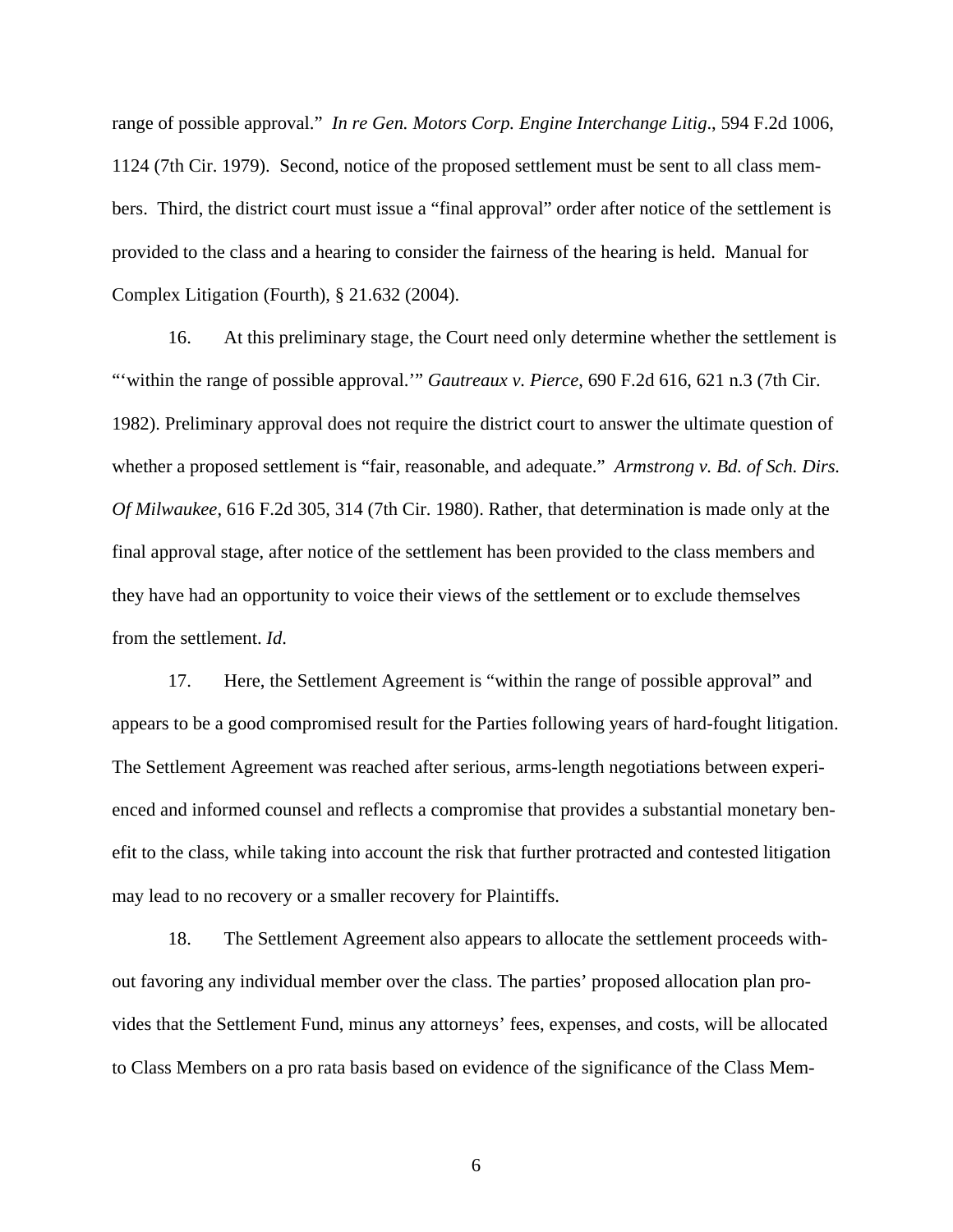range of possible approval." *In re Gen. Motors Corp. Engine Interchange Litig*., 594 F.2d 1006, 1124 (7th Cir. 1979). Second, notice of the proposed settlement must be sent to all class members. Third, the district court must issue a "final approval" order after notice of the settlement is provided to the class and a hearing to consider the fairness of the hearing is held. Manual for Complex Litigation (Fourth), § 21.632 (2004).

16. At this preliminary stage, the Court need only determine whether the settlement is "'within the range of possible approval.'" *Gautreaux v. Pierce*, 690 F.2d 616, 621 n.3 (7th Cir. 1982). Preliminary approval does not require the district court to answer the ultimate question of whether a proposed settlement is "fair, reasonable, and adequate." *Armstrong v. Bd. of Sch. Dirs. Of Milwaukee*, 616 F.2d 305, 314 (7th Cir. 1980). Rather, that determination is made only at the final approval stage, after notice of the settlement has been provided to the class members and they have had an opportunity to voice their views of the settlement or to exclude themselves from the settlement. *Id*.

17. Here, the Settlement Agreement is "within the range of possible approval" and appears to be a good compromised result for the Parties following years of hard-fought litigation. The Settlement Agreement was reached after serious, arms-length negotiations between experienced and informed counsel and reflects a compromise that provides a substantial monetary benefit to the class, while taking into account the risk that further protracted and contested litigation may lead to no recovery or a smaller recovery for Plaintiffs.

18. The Settlement Agreement also appears to allocate the settlement proceeds without favoring any individual member over the class. The parties' proposed allocation plan provides that the Settlement Fund, minus any attorneys' fees, expenses, and costs, will be allocated to Class Members on a pro rata basis based on evidence of the significance of the Class Mem-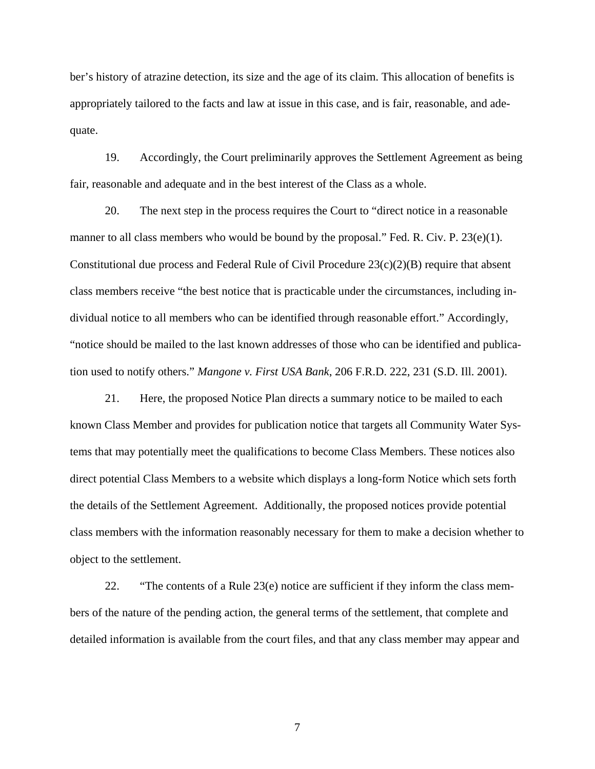ber's history of atrazine detection, its size and the age of its claim. This allocation of benefits is appropriately tailored to the facts and law at issue in this case, and is fair, reasonable, and adequate.

19. Accordingly, the Court preliminarily approves the Settlement Agreement as being fair, reasonable and adequate and in the best interest of the Class as a whole.

20. The next step in the process requires the Court to "direct notice in a reasonable manner to all class members who would be bound by the proposal." Fed. R. Civ. P. 23(e)(1). Constitutional due process and Federal Rule of Civil Procedure 23(c)(2)(B) require that absent class members receive "the best notice that is practicable under the circumstances, including individual notice to all members who can be identified through reasonable effort." Accordingly, "notice should be mailed to the last known addresses of those who can be identified and publication used to notify others." *Mangone v. First USA Bank*, 206 F.R.D. 222, 231 (S.D. Ill. 2001).

21. Here, the proposed Notice Plan directs a summary notice to be mailed to each known Class Member and provides for publication notice that targets all Community Water Systems that may potentially meet the qualifications to become Class Members. These notices also direct potential Class Members to a website which displays a long-form Notice which sets forth the details of the Settlement Agreement. Additionally, the proposed notices provide potential class members with the information reasonably necessary for them to make a decision whether to object to the settlement.

22. "The contents of a Rule 23(e) notice are sufficient if they inform the class members of the nature of the pending action, the general terms of the settlement, that complete and detailed information is available from the court files, and that any class member may appear and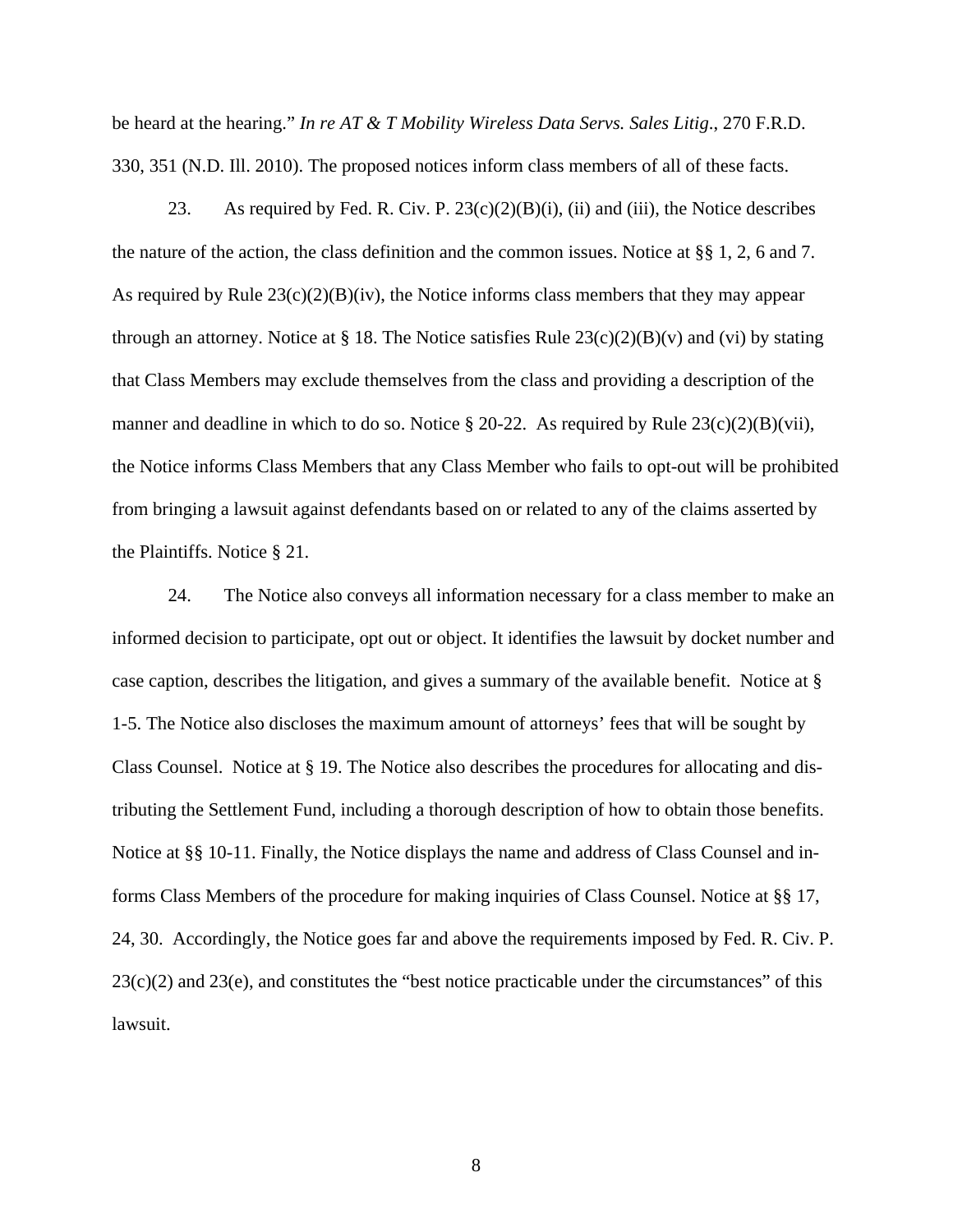be heard at the hearing." *In re AT & T Mobility Wireless Data Servs. Sales Litig.*, 270 F.R.D. 330, 351 (N.D. Ill. 2010). The proposed notices inform class members of all of these facts.

23. As required by Fed. R. Civ. P. 23(c)(2)(B)(i), (ii) and (iii), the Notice describes the nature of the action, the class definition and the common issues. Notice at §§ 1, 2, 6 and 7. As required by Rule 23(c)(2)(B)(iv), the Notice informs class members that they may appear through an attorney. Notice at § 18. The Notice satisfies Rule 23(c)(2)(B)(v) and (vi) by stating that Class Members may exclude themselves from the class and providing a description of the manner and deadline in which to do so. Notice § 20-22. As required by Rule 23(c)(2)(B)(vii), the Notice informs Class Members that any Class Member who fails to opt-out will be prohibited from bringing a lawsuit against defendants based on or related to any of the claims asserted by the Plaintiffs. Notice § 21.

24. The Notice also conveys all information necessary for a class member to make an informed decision to participate, opt out or object. It identifies the lawsuit by docket number and case caption, describes the litigation, and gives a summary of the available benefit. Notice at § 1-5. The Notice also discloses the maximum amount of attorneys' fees that will be sought by Class Counsel. Notice at § 19. The Notice also describes the procedures for allocating and distributing the Settlement Fund, including a thorough description of how to obtain those benefits. Notice at §§ 10-11. Finally, the Notice displays the name and address of Class Counsel and informs Class Members of the procedure for making inquiries of Class Counsel. Notice at §§ 17, 24, 30. Accordingly, the Notice goes far and above the requirements imposed by Fed. R. Civ. P. 23(c)(2) and 23(e), and constitutes the "best notice practicable under the circumstances" of this lawsuit.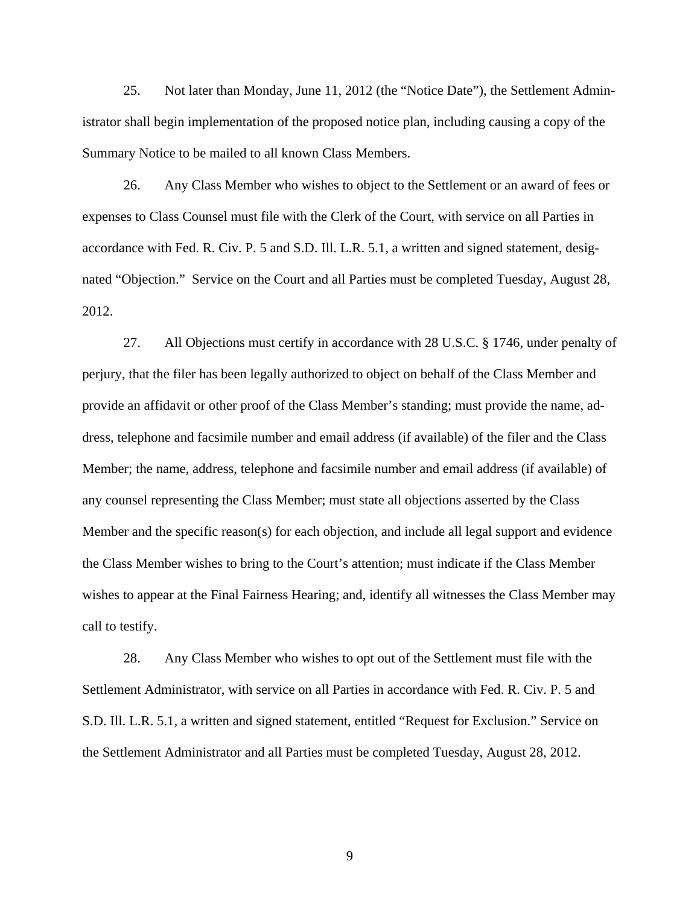25. Not later than Monday, June 11, 2012 (the "Notice Date"), the Settlement Administrator shall begin implementation of the proposed notice plan, including causing a copy of the Summary Notice to be mailed to all known Class Members.

26. Any Class Member who wishes to object to the Settlement or an award of fees or expenses to Class Counsel must file with the Clerk of the Court, with service on all Parties in accordance with Fed. R. Civ. P. 5 and S.D. Ill. L.R. 5.1, a written and signed statement, designated "Objection." Service on the Court and all Parties must be completed Tuesday, August 28, 2012.

27. All Objections must certify in accordance with 28 U.S.C. § 1746, under penalty of perjury, that the filer has been legally authorized to object on behalf of the Class Member and provide an affidavit or other proof of the Class Member's standing; must provide the name, address, telephone and facsimile number and email address (if available) of the filer and the Class Member; the name, address, telephone and facsimile number and email address (if available) of any counsel representing the Class Member; must state all objections asserted by the Class Member and the specific reason(s) for each objection, and include all legal support and evidence the Class Member wishes to bring to the Court's attention; must indicate if the Class Member wishes to appear at the Final Fairness Hearing; and, identify all witnesses the Class Member may call to testify.

28. Any Class Member who wishes to opt out of the Settlement must file with the Settlement Administrator, with service on all Parties in accordance with Fed. R. Civ. P. 5 and S.D. Ill. L.R. 5.1, a written and signed statement, entitled "Request for Exclusion." Service on the Settlement Administrator and all Parties must be completed Tuesday, August 28, 2012.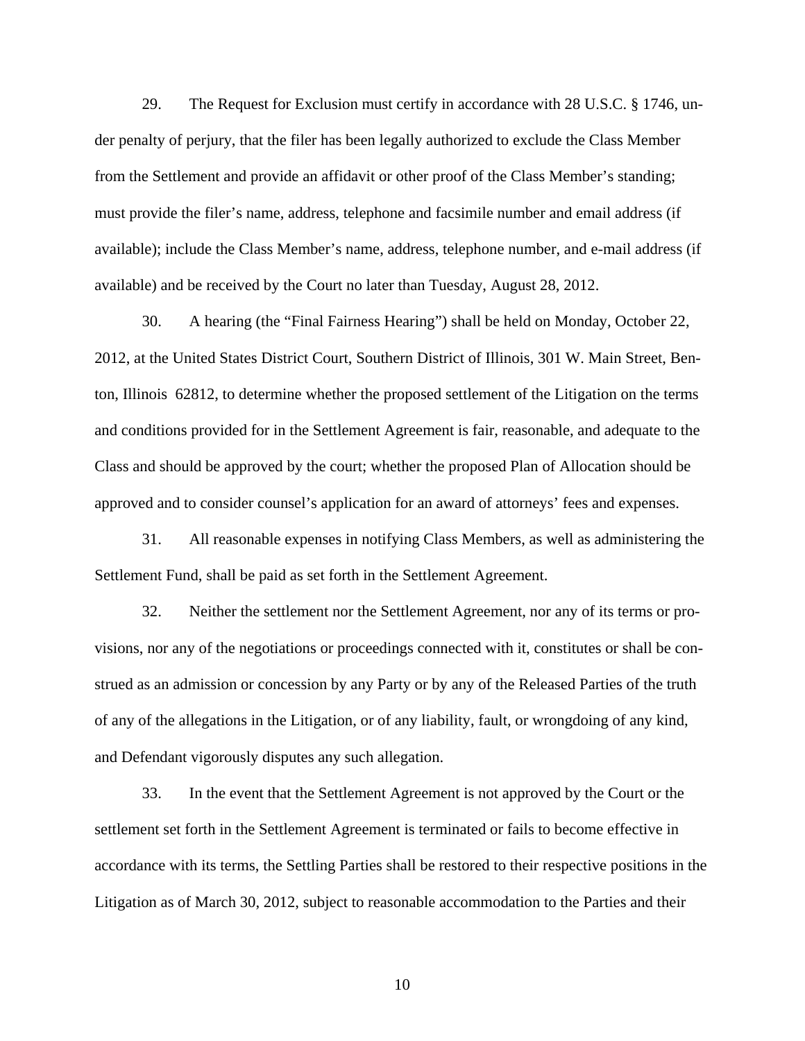29. The Request for Exclusion must certify in accordance with 28 U.S.C. § 1746, under penalty of perjury, that the filer has been legally authorized to exclude the Class Member from the Settlement and provide an affidavit or other proof of the Class Member's standing; must provide the filer's name, address, telephone and facsimile number and email address (if available); include the Class Member's name, address, telephone number, and e-mail address (if available) and be received by the Court no later than Tuesday, August 28, 2012.

30. A hearing (the "Final Fairness Hearing") shall be held on Monday, October 22, 2012, at the United States District Court, Southern District of Illinois, 301 W. Main Street, Benton, Illinois 62812, to determine whether the proposed settlement of the Litigation on the terms and conditions provided for in the Settlement Agreement is fair, reasonable, and adequate to the Class and should be approved by the court; whether the proposed Plan of Allocation should be approved and to consider counsel's application for an award of attorneys' fees and expenses.

31. All reasonable expenses in notifying Class Members, as well as administering the Settlement Fund, shall be paid as set forth in the Settlement Agreement.

32. Neither the settlement nor the Settlement Agreement, nor any of its terms or provisions, nor any of the negotiations or proceedings connected with it, constitutes or shall be construed as an admission or concession by any Party or by any of the Released Parties of the truth of any of the allegations in the Litigation, or of any liability, fault, or wrongdoing of any kind, and Defendant vigorously disputes any such allegation.

33. In the event that the Settlement Agreement is not approved by the Court or the settlement set forth in the Settlement Agreement is terminated or fails to become effective in accordance with its terms, the Settling Parties shall be restored to their respective positions in the Litigation as of March 30, 2012, subject to reasonable accommodation to the Parties and their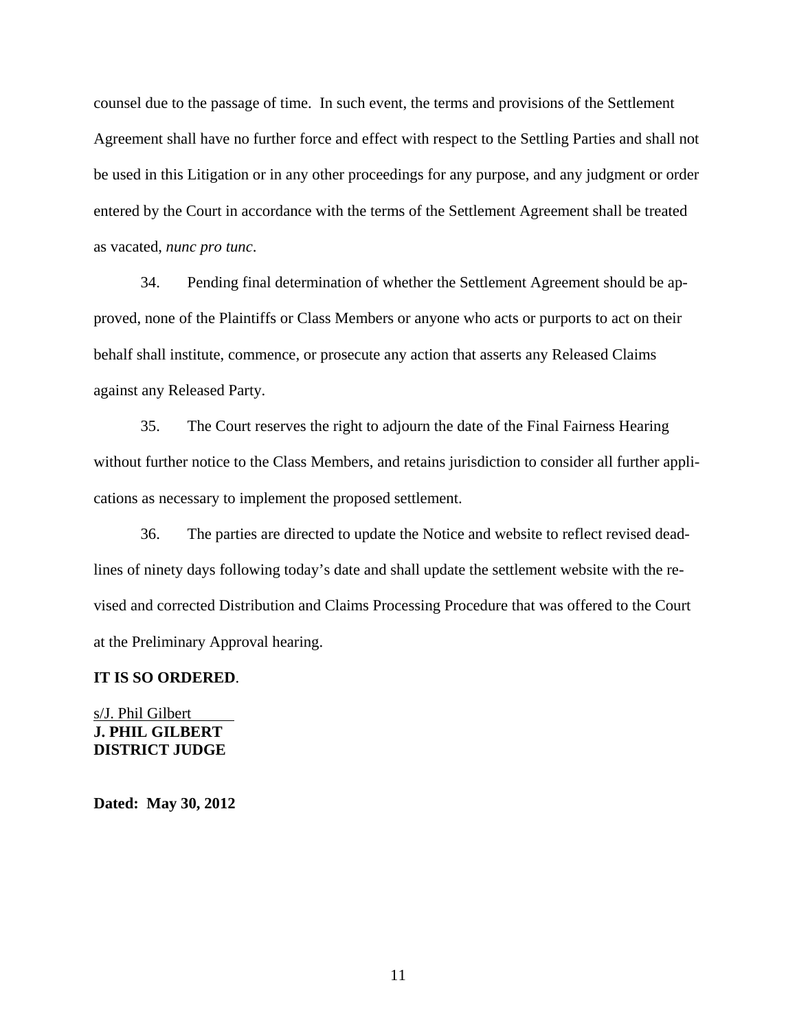counsel due to the passage of time. In such event, the terms and provisions of the Settlement Agreement shall have no further force and effect with respect to the Settling Parties and shall not be used in this Litigation or in any other proceedings for any purpose, and any judgment or order entered by the Court in accordance with the terms of the Settlement Agreement shall be treated as vacated, *nunc pro tunc*.

34. Pending final determination of whether the Settlement Agreement should be approved, none of the Plaintiffs or Class Members or anyone who acts or purports to act on their behalf shall institute, commence, or prosecute any action that asserts any Released Claims against any Released Party.

35. The Court reserves the right to adjourn the date of the Final Fairness Hearing without further notice to the Class Members, and retains jurisdiction to consider all further applications as necessary to implement the proposed settlement.

36. The parties are directed to update the Notice and website to reflect revised deadlines of ninety days following today's date and shall update the settlement website with the revised and corrected Distribution and Claims Processing Procedure that was offered to the Court at the Preliminary Approval hearing.

**IT IS SO ORDERED**.

s/J. Phil Gilbert
**J. PHIL GILBERT**
**DISTRICT JUDGE**

**Dated: May 30, 2012**